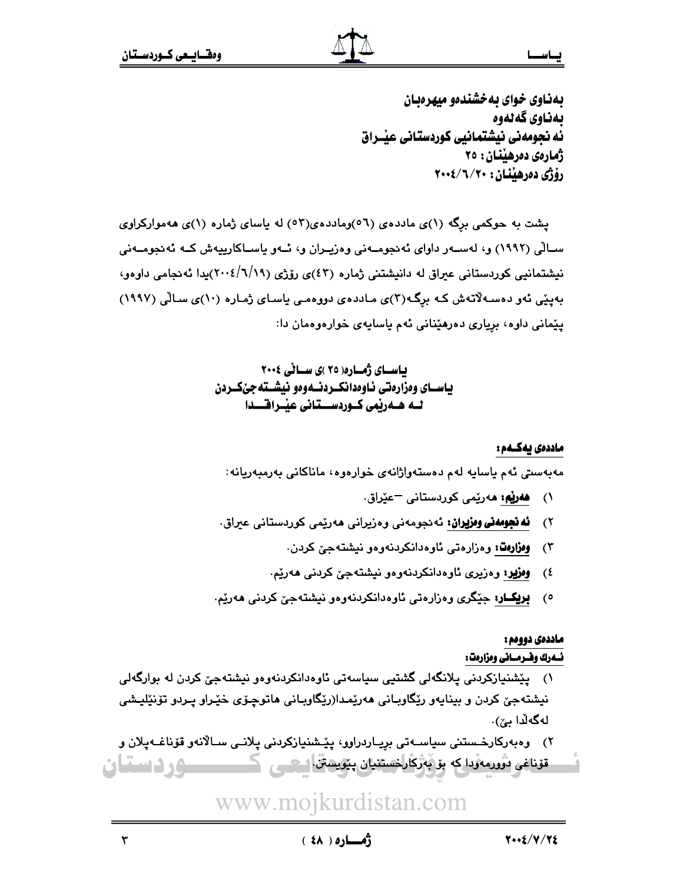**بەناوی خوای بەخشندەو میهرەبان**
**بەناوی گەلەوە**
**ئەنجومەنی نیشتمانیی کوردستانی عێـراق**
**ژمارەی دەرهێنان: ٢٥**
**رۆژی دەرهێنان: ٢٠٠٤/٦/٢٠**

پشت بە حوکمی برگە (١)ی ماددەی (٥٦)وماددەی(٥٣) لە یاسای ژمارە (١)ی هەموارکراوی سـاڵی (١٩٩٢) و، لەسـەر داوای ئەنجومـەنی وەزیـران و، ئـەو یاسـاکارییەش کـە ئەنجومـەنی نیشتمانیی کوردستانی عیراق لە دانیشتنی ژمارە (٤٣)ی رۆژی (٢٠٠٤/٦/١٩)یدا ئەنجامی داوەو، بەپێی ئەو دەسـەڵاتەش کـە برگـە(٣)ی مـاددەی دووەمـی یاسـای ژمـارە (١٠)ی سـاڵی (١٩٩٧) پێمانی داوە، بریاری دەرهێنانی ئەم یاسایەی خوارەوەمان دا:

## یاسـای ژمـارە( ٢٥ )ی سـاڵی ٢٠٠٤
## یاسـای وەزارەتی ئاوەدانکـردنـەوەو نیشـتەجێکـردن
## لـە هـەرێمی کـوردسـتانی عێـراقـدا

**ماددەی یەکـەم:**

مەبەستی ئەم یاسایە لەم دەستەواژانەی خوارەوە، ماناکانی بەرمبەریانە:

١) **هەرێم:** هەرێمی کوردستانی –عێراق.

٢) **ئەنجومەنی وەزیران:** ئەنجومەنی وەزیرانی هەرێمی کوردستانی عیراق.

٣) **وەزارەت:** وەزارەتی ئاوەدانکردنەوەو نیشتەجێ کردن.

٤) **وەزیر:** وەزیری ئاوەدانکردنەوەو نیشتەجێ کردنی هەرێم.

٥) **بریکـار:** جێگری وەزارەتی ئاوەدانکردنەوەو نیشتەجێ کردنی هەرێم.

**ماددەی دووەم:**

**ئـەرك وفـرمـانی وەزارەت:**

١) پێشنیازکردنی پلانگەلی گشتیی سیاسەتی ئاوەدانکردنەوەو نیشتەجێ کردن لە بوارگەلی نیشتەجێ کردن و بینایەو رێگاوبـانی هەرێمـدا(رێگاوبـانی هاتوچـۆی خێـراو پـردو تونێلیـشی لەگەڵدا بێ).

٢) وەبەرکارخـستنی سیاسـەتی بریـاردراوو، پێـشنیازکردنی پلانـی سـاڵانەو قۆناغـەپلان و قۆناغی دوورمەودا کە بۆ بەرکارخستنیان پێویستن.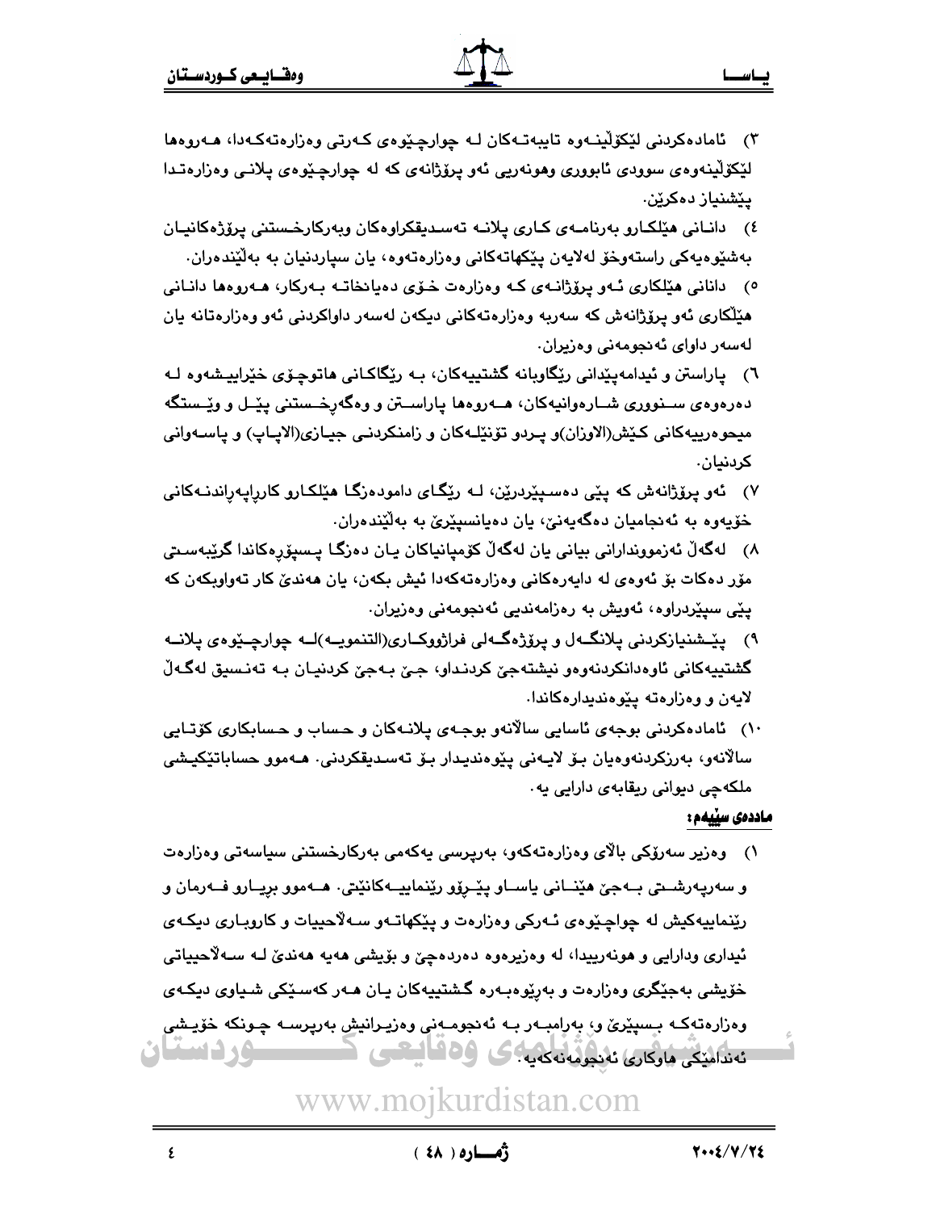٣) ئامادەکردنی لێکۆڵینـەوە تایبەتـەکان لـە چوارچێوەی کـەرتی وەزارەتەکـەدا، هـەروەها لێکۆڵینەوەی سوودی ئابووری وهونەریی ئەو پرۆژانەی کە لە چوارچـێوەی پلانـی وەزارەتـدا پێشنیاز دەکرێن.

٤) دانـانی هێلکـارو بەرنامـەی کـاری پلانـە تەسـدیقکراوەکان وبەرکارخـستنی پرۆژەکانیـان بەشێوەیەکی راستەوخۆ لەلایەن پێکهاتەکانی وەزارەتەوە، یان سپاردنیان بە بەڵێندەران.

٥) دانانی هێلکاری ئـەو پرۆژانـەی کـە وەزارەت خـۆی دەیانخاتـە بـەرکار، هـەروەها دانـانی هێلکاری ئەو پرۆژانەش کە سەربە وەزارەتەکانی دیکەن لەسەر داواکردنی ئەو وەزارەتانە یان لەسەر داوای ئەنجومەنی وەزیران.

٦) پاراستن و ئیدامەپێدانی رێگاوبانە گشتییەکان، بـە رێگاکـانی هاتوچـۆی خێراییـشەوە لـە دەرەوەی سـنووری شـارەوانییەکان، هـەروەها پاراسـتن و وەگەڕخـستنی پێـل و وێـستگە میحوەرییەکانی کێش(الاوزان)و پـردو تۆنێلـەکان و زامنکردنـی جیـازی(الاپـاپ) و پاسـەوانی کردنیان.

٧) ئەو پرۆژانەش کە پێی دەسـپێردرێن، لـە رێگـای دامودەزگـا هێلکـارو کارراپەڕاندنـەکانی خۆیەوە بە ئەنجامیان دەگەیەنێ، یان دەیانسپێرێ بە بەڵێندەران.

٨) لەگەڵ ئەزموونداراني بیانی یان لەگەڵ کۆمپانیاکان یـان دەزگـا پـسپۆڕەکاندا گرێبەسـتی مۆر دەکات بۆ ئەوەی لە دایەرەکانی وەزارەتەکەدا ئیش بکەن، یان هەندێ کار تەواوبکەن کە پێی سپێردراوە، ئەویش بە رەزامەندیی ئەنجومەنی وەزیران.

٩) پێـشنیازکردنی پلانگـەل و پرۆژەگـەلی فراژووکـاری(التنمیـە)لـە چوارچـێوەی پلانـە گشتییەکانی ئاوەدانکردنەوەو نیشتەجێ کردنـداو، جێ بـەجێ کردنیـان بـە تەنـسیق لەگـەڵ لایەن و وەزارەتە پێوەندیدارەکاندا.

١٠) ئامادەکردنی بوجەی ئاسایی ساڵانەو بوجـەی پلانـەکان و حـساب و حـسابکاری کۆتـایی ساڵانەو، بەرزکردنەوەیان بـۆ لایـەنی پێوەندیـدار بـۆ تەسـدیقکردنی. هـەموو حساباتێکیـشی ملکەچی دیوانی ریقابەی دارایی یە.

**ماددەی سێیەم:**

١) وەزیر سەرۆکی باڵای وەزارەتەکەو، بەرپرسی یەکەمی بەرکارخستنی سیاسەتی وەزارەت و سەرپەرشـتی بـەجێ هێنـانی یاسـاو پێـڕۆو رێنماییـەکانێتی. هـەموو بڕیـارو فـەرمان و رێنماییەکیش لە چواچێوەی ئـەرکی وەزارەت و پێکهاتـەو سـەلاحییات و کاروبـاری دیکـەی ئیداری ودارایی و هونەرییدا، لە وەزیرەوە دەردەچێ و بۆیشی هەیە هەندێ لـە سـەلاحییاتی خۆیشی بەجێگری وەزارەت و بەڕێوەبـەرە گـشتییەکان یـان هـەر کەسـێکی شـیاوی دیکـەی وەزارەتەکـە بـسپێرێ و، بەرامبـەر بـە ئەنجومـەنی وەزیـرانیش بەرپرسـە چـونکە خۆیـشی ئەندامێکی هاوکاری ئەنجومەنەکەیە.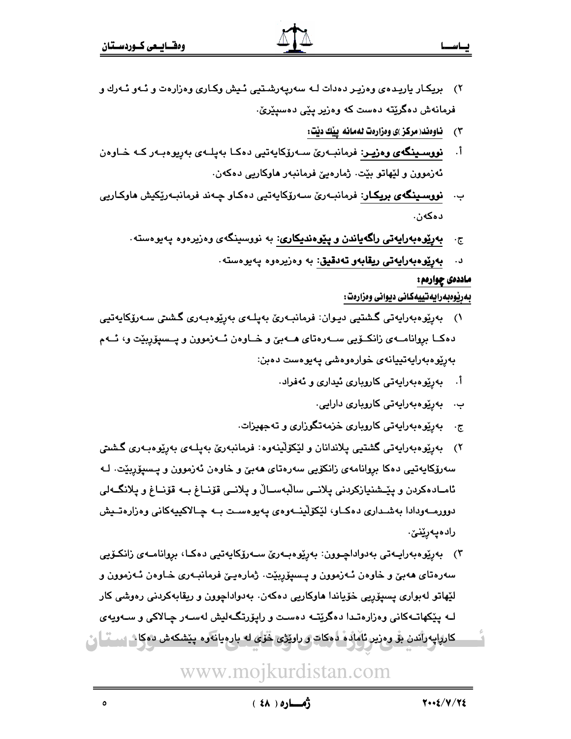٢) بریکار یاریدەی وەزیر دەدات لە سەرپەرشتیی ئیش وکاری وەزارەت و ئەو ئەرك و فرمانەش دەگرێتە دەست کە وەزیر پێی دەسپێرێ.

٣) **ناوەند(مرکز)ی وەزارەت لەمانە پێك دێت:**

أ. **نووسینگەی وەزیر:** فرمانبەرێ سەرۆکایەتیی دەکا بەپلەی بەڕیوەبەر کە خاوەن ئەزموون و لێهاتو بێت. ژمارەیێ فرمانبەر هاوکاریی دەکەن.

ب. **نووسینگەی بریکار:** فرمانبەرێ سەرۆکایەتیی دەکاو چەند فرمانبەرێکیش هاوکاریی دەکەن.

ج. **بەڕێوەبەرایەتی ڕاگەیاندن و پێوەندیکاری:** بە نووسینگەی وەزیرەوە پەیوەستە.

د. **بەڕێوەبەرایەتی ریقابەو تەدقیق:** بە وەزیرەوە پەیوەستە.

**ماددەی چوارەم:**

**بەڕێوەبەرایەتییەکانی دیوانی وەزارەت:**

١) بەڕێوەبەرایەتی گشتیی دیوان: فرمانبەرێ بەپلەی بەڕێوەبەری گشتی سەرۆکایەتیی دەکا بڕوانامەی زانکۆیی سەرەتای هەبێ و خاوەن ئەزموون و پسپۆڕبێت و، ئەم بەڕێوەبەرایەتییانەی خوارەوەشی پەیوەست دەبن:

أ. بەڕێوەبەرایەتی کاروباری ئیداری و ئەفراد.

ب. بەڕێوەبەرایەتی کاروباری دارایی.

ج. بەڕێوەبەرایەتی کاروباری خزمەتگوزاری و تەجهیزات.

٢) بەڕێوەبەرایەتی گشتیی پلاندانان و لێکۆڵینەوە: فرمانبەرێ بەپلەی بەڕێوەبەری گشتی سەرۆکایەتیی دەکا بڕوانامەی زانکۆیی سەرەتای هەبێ و خاوەن ئەزموون و پسپۆڕبێت. لە ئامادەکردن و پێشنیازکردنی پلانی ساڵبەساڵ و پلانی قۆناغ بە قۆناغ و پلانگەلی دوورمەودادا بەشداری دەکاو، لێکۆڵینەوەی پەیوەست بە چالاکییەکانی وەزارەتیش رادەپەڕێنێ.

٣) بەڕێوەبەرایەتی بەدواداچوون: بەڕێوەبەرێ سەرۆکایەتیی دەکا، بڕوانامەی زانکۆیی سەرەتای هەبێ و خاوەن ئەزموون و پسپۆڕبێت. ژمارەیێ فرمانبەری خاوەن ئەزموون و لێهاتو لەبواری پسپۆڕیی خۆیاندا هاوکاریی دەکەن. بەدواداچوون و ریقابەکردنی ڕەوشی کار لە یەکەکانی وەزارەتدا دەگرێتە دەست و ڕاپۆرتگەلیش لەسەر چالاکی و سەویەی کارڕاپەڕاندن بۆ وەزیر ئامادە دەکات و ڕاوێژی خۆی لە بارەیانەوە پێشکەش دەکا.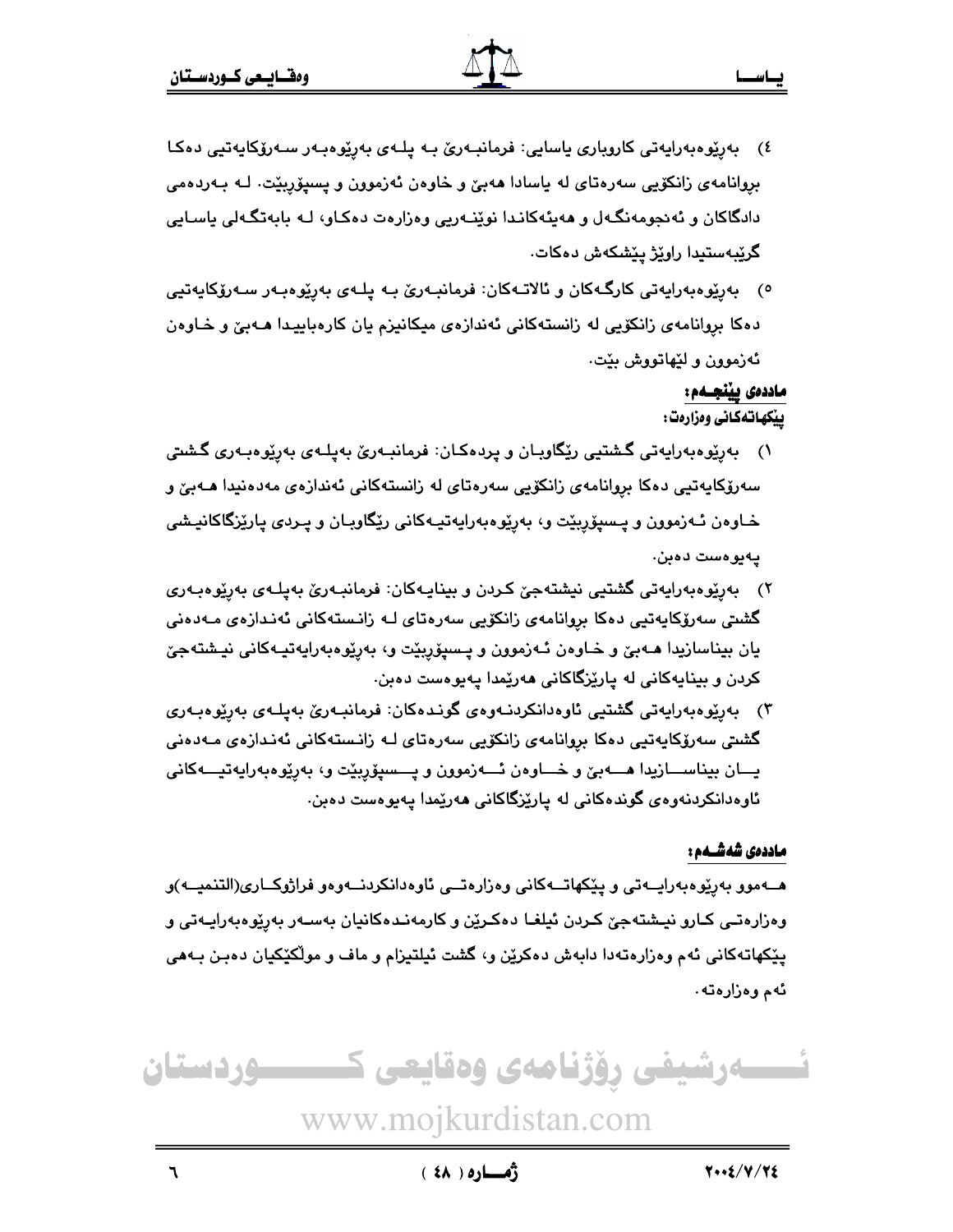٤) بەڕێوەبەرایەتی کاروباری یاسایی: فرمانبەرێ بە پلەی بەڕێوەبەر سەرۆکایەتیی دەکا بڕوانامەی زانکۆیی سەرەتای لە یاسادا هەبێ و خاوەن ئەزموون و پسپۆڕبێت. لە بەردەمی دادگاکان و ئەنجومەنگەل و هەیئەکاندا نوێنەریی وەزارەت دەکاو، لە بابەتگەلی یاسایی گرێبەستیدا ڕاوێژ پێشکەش دەکات.

٥) بەڕێوەبەرایەتی کارگەکان و ئالاتەکان: فرمانبەرێ بە پلەی بەڕێوەبەر سەرۆکایەتیی دەکا بڕوانامەی زانکۆیی لە زانستەکانی ئەندازەی میکانیزم یان کارەباییدا هەبێ و خاوەن ئەزموون و لێهاتووش بێت.

**ماددەی پێنجەم:**

**پێکهاتەکانی وەزارەت:**

١) بەڕێوەبەرایەتی گشتیی ڕێگاوبان و پردەکان: فرمانبەرێ بەپلەی بەڕێوەبەری گشتی سەرۆکایەتیی دەکا بڕوانامەی زانکۆیی سەرەتای لە زانستەکانی ئەندازەی مەدەنیدا هەبێ و خاوەن ئەزموون و پسپۆڕبێت و، بەڕێوەبەرایەتیەکانی ڕێگاوبان و پردی پارێزگاکانیشی پەیوەست دەبن.

٢) بەڕێوەبەرایەتی گشتیی نیشتەجێ کردن و بینایەکان: فرمانبەرێ بەپلەی بەڕێوەبەری گشتی سەرۆکایەتیی دەکا بڕوانامەی زانکۆیی سەرەتای لە زانستەکانی ئەندازەی مەدەنی یان بیناسازیدا هەبێ و خاوەن ئەزموون و پسپۆڕبێت و، بەڕێوەبەرایەتیەکانی نیشتەجێ کردن و بینایەکانی لە پارێزگاکانی هەرێمدا پەیوەست دەبن.

٣) بەڕێوەبەرایەتی گشتیی ئاوەدانکردنەوەی گوندەکان: فرمانبەرێ بەپلەی بەڕێوەبەری گشتی سەرۆکایەتیی دەکا بڕوانامەی زانکۆیی سەرەتای لە زانستەکانی ئەندازەی مەدەنی یان بیناسازیدا هەبێ و خاوەن ئەزموون و پسپۆڕبێت و، بەڕێوەبەرایەتیەکانی ئاوەدانکردنەوەی گوندەکانی لە پارێزگاکانی هەرێمدا پەیوەست دەبن.

**ماددەی شەشەم:**

هەموو بەڕێوەبەرایەتی و پێکهاتەکانی وەزارەتی ئاوەدانکردنەوەو فراژوکاری(التنمیە)و وەزارەتی کارو نیشتەجێ کردن ئیلغا دەکرێن و کارمەندەکانیان بەسەر بەڕێوەبەرایەتی و پێکهاتەکانی ئەم وەزارەتەدا دابەش دەکرێن و، گشت ئیلتیزام و ماف و موڵکێکیان دەبن بەهی ئەم وەزارەتە.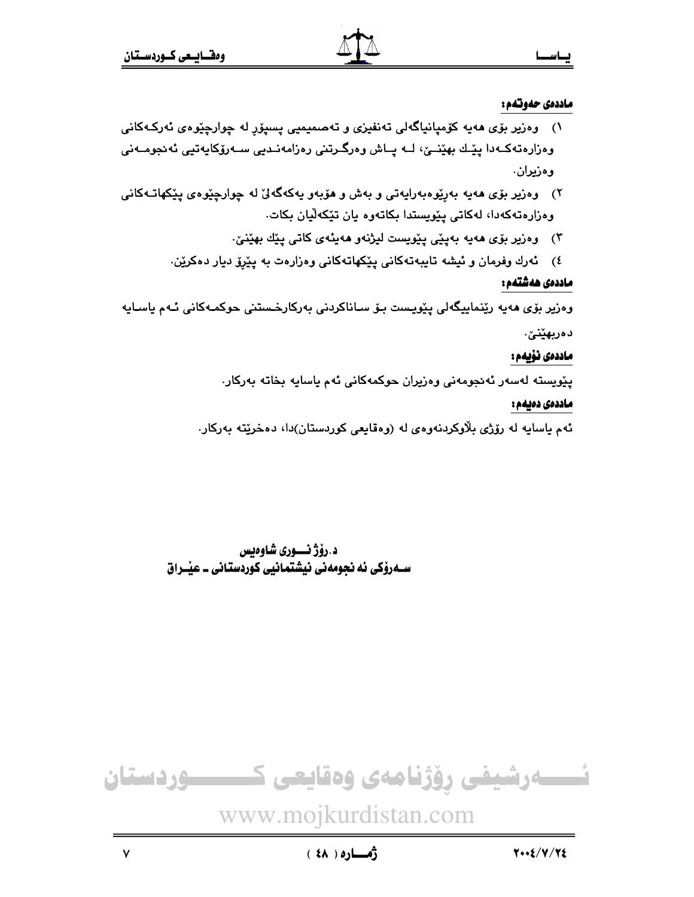**ماددەی حەوتەم:**

١) وەزیر بۆی هەیە كۆمپانیاگەلی تەنفیزی و تەصمیمیی پسپۆڕ لە چوارچێوەی ئەركەكانی وەزارەتەكەدا پێك بهێنێ، لە پاش وەرگرتنی ڕەزامەندیی سەرۆكایەتیی ئەنجومەنی وەزیران.

٢) وەزیر بۆی هەیە بەڕێوەبەرایەتی و بەش و هۆبەو یەكەگەلێ لە چوارچێوەی پێكهاتەكانی وەزارەتەكەدا، لەكاتی پێویستدا بكاتەوە یان تێكەڵیان بكات.

٣) وەزیر بۆی هەیە بەپێی پێویست لیژنەو هەیئەی كاتی پێك بهێنێ.

٤) ئەرك وفرمان و ئیشە تایبەتەكانی پێكهاتەكانی وەزارەت بە پێڕۆ دیار دەكرێن.

**ماددەی هەشتەم:**

وەزیر بۆی هەیە ڕێنماییگەلی پێویست بۆ ساناكردنی بەركارخستنی حوكمەكانی ئەم یاسایە دەربهێنێ.

**ماددەی نۆیەم:**

پێویستە لەسەر ئەنجومەنی وەزیران حوكمەكانی ئەم یاسایە بخاتە بەركار.

**ماددەی دەیەم:**

ئەم یاسایە لە ڕۆژی بڵاوكردنەوەی لە (وەقایعی كوردستان)دا، دەخرێتە بەركار.

**د.ڕۆژ نووری شاوەیس**
**سەرۆكی ئەنجومەنی نیشتمانیی كوردستانی ـ عێراق**